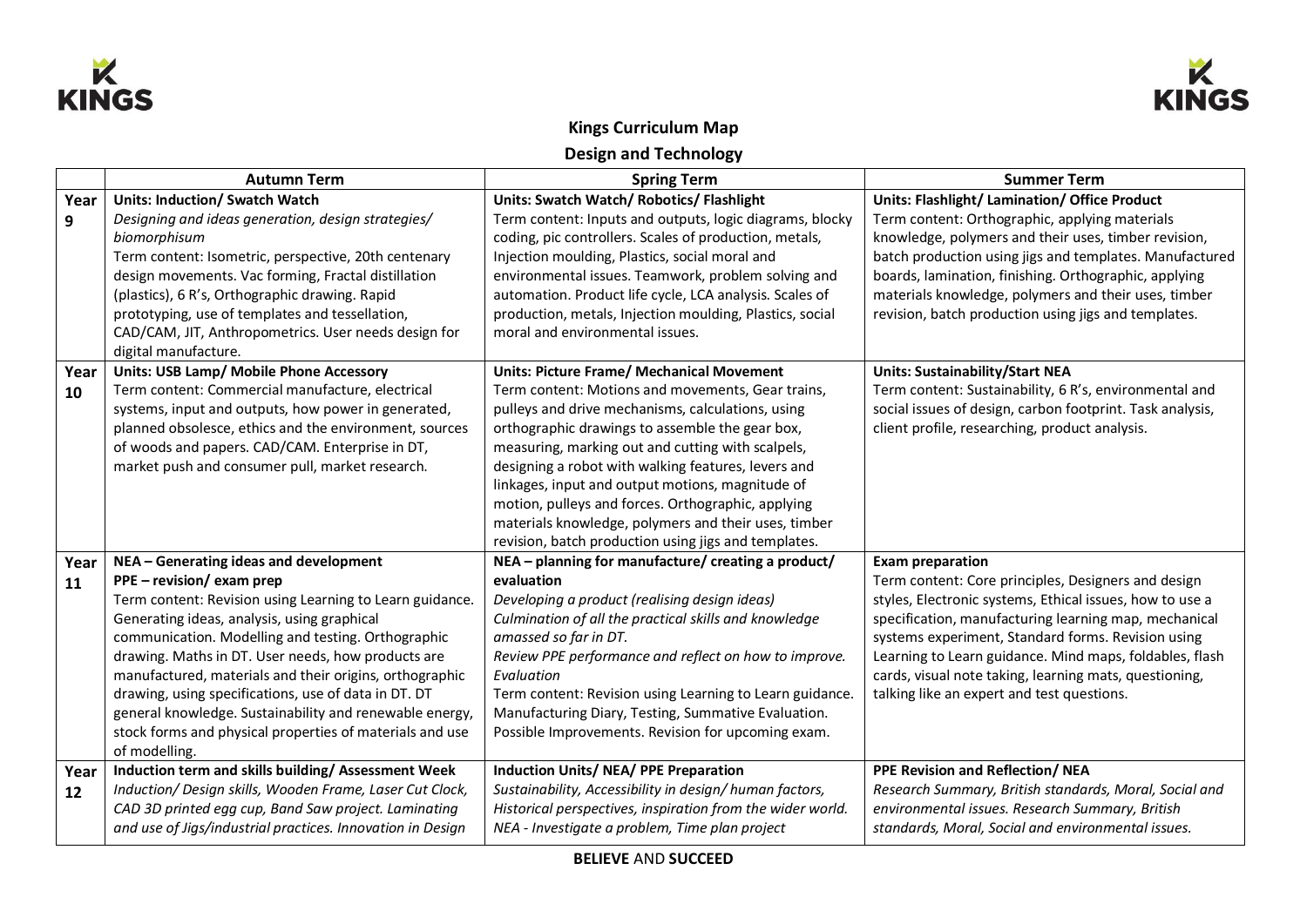# Kings Curriculum Map

## Design and Technology

| | Autumn Term | Spring Term | Summer Term |
|---|---|---|---|
| Year 9 | **Units: Induction/ Swatch Watch**<br>*Designing and ideas generation, design strategies/ biomorphisum*<br>Term content: Isometric, perspective, 20th centenary design movements. Vac forming, Fractal distillation (plastics), 6 R's, Orthographic drawing. Rapid prototyping, use of templates and tessellation, CAD/CAM, JIT, Anthropometrics. User needs design for digital manufacture. | **Units: Swatch Watch/ Robotics/ Flashlight**<br>Term content: Inputs and outputs, logic diagrams, blocky coding, pic controllers. Scales of production, metals, Injection moulding, Plastics, social moral and environmental issues. Teamwork, problem solving and automation. Product life cycle, LCA analysis. Scales of production, metals, Injection moulding, Plastics, social moral and environmental issues. | **Units: Flashlight/ Lamination/ Office Product**<br>Term content: Orthographic, applying materials knowledge, polymers and their uses, timber revision, batch production using jigs and templates. Manufactured boards, lamination, finishing. Orthographic, applying materials knowledge, polymers and their uses, timber revision, batch production using jigs and templates. |
| Year 10 | **Units: USB Lamp/ Mobile Phone Accessory**<br>Term content: Commercial manufacture, electrical systems, input and outputs, how power in generated, planned obsolesce, ethics and the environment, sources of woods and papers. CAD/CAM. Enterprise in DT, market push and consumer pull, market research. | **Units: Picture Frame/ Mechanical Movement**<br>Term content: Motions and movements, Gear trains, pulleys and drive mechanisms, calculations, using orthographic drawings to assemble the gear box, measuring, marking out and cutting with scalpels, designing a robot with walking features, levers and linkages, input and output motions, magnitude of motion, pulleys and forces. Orthographic, applying materials knowledge, polymers and their uses, timber revision, batch production using jigs and templates. | **Units: Sustainability/Start NEA**<br>Term content: Sustainability, 6 R's, environmental and social issues of design, carbon footprint. Task analysis, client profile, researching, product analysis. |
| Year 11 | **NEA – Generating ideas and development**<br>**PPE – revision/ exam prep**<br>Term content: Revision using Learning to Learn guidance. Generating ideas, analysis, using graphical communication. Modelling and testing. Orthographic drawing. Maths in DT. User needs, how products are manufactured, materials and their origins, orthographic drawing, using specifications, use of data in DT. DT general knowledge. Sustainability and renewable energy, stock forms and physical properties of materials and use of modelling. | **NEA – planning for manufacture/ creating a product/ evaluation**<br>*Developing a product (realising design ideas)*<br>*Culmination of all the practical skills and knowledge amassed so far in DT.*<br>*Review PPE performance and reflect on how to improve.*<br>*Evaluation*<br>Term content: Revision using Learning to Learn guidance. Manufacturing Diary, Testing, Summative Evaluation. Possible Improvements. Revision for upcoming exam. | **Exam preparation**<br>Term content: Core principles, Designers and design styles, Electronic systems, Ethical issues, how to use a specification, manufacturing learning map, mechanical systems experiment, Standard forms. Revision using Learning to Learn guidance. Mind maps, foldables, flash cards, visual note taking, learning mats, questioning, talking like an expert and test questions. |
| Year 12 | **Induction term and skills building/ Assessment Week**<br>*Induction/ Design skills, Wooden Frame, Laser Cut Clock, CAD 3D printed egg cup, Band Saw project. Laminating and use of Jigs/industrial practices. Innovation in Design* | **Induction Units/ NEA/ PPE Preparation**<br>*Sustainability, Accessibility in design/ human factors, Historical perspectives, inspiration from the wider world. NEA - Investigate a problem, Time plan project* | **PPE Revision and Reflection/ NEA**<br>*Research Summary, British standards, Moral, Social and environmental issues. Research Summary, British standards, Moral, Social and environmental issues.* |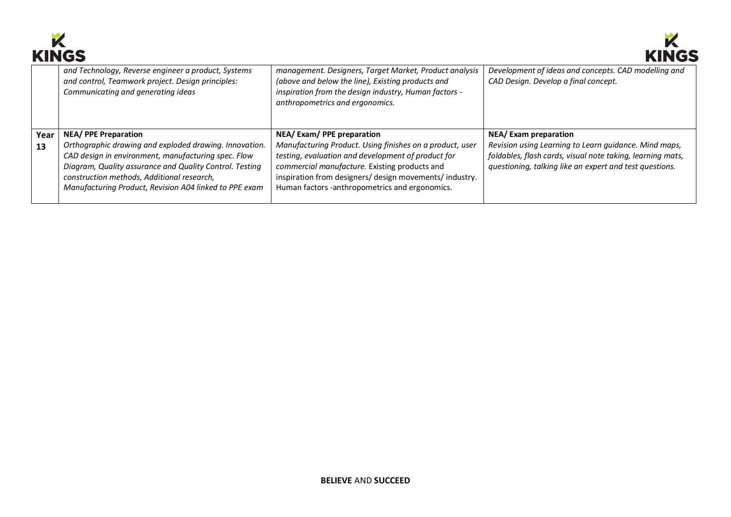| | | | |
|---|---|---|---|
| | *and Technology, Reverse engineer a product, Systems and control, Teamwork project. Design principles: Communicating and generating ideas* | *management. Designers, Target Market, Product analysis (above and below the line), Existing products and inspiration from the design industry, Human factors - anthropometrics and ergonomics.* | *Development of ideas and concepts. CAD modelling and CAD Design. Develop a final concept.* |
| **Year 13** | **NEA/ PPE Preparation**<br>*Orthographic drawing and exploded drawing. Innovation. CAD design in environment, manufacturing spec. Flow Diagram, Quality assurance and Quality Control. Testing construction methods, Additional research, Manufacturing Product, Revision A04 linked to PPE exam* | **NEA/ Exam/ PPE preparation**<br>*Manufacturing Product. Using finishes on a product, user testing, evaluation and development of product for commercial manufacture.* Existing products and inspiration from designers/ design movements/ industry. Human factors -anthropometrics and ergonomics. | **NEA/ Exam preparation**<br>*Revision using Learning to Learn guidance. Mind maps, foldables, flash cards, visual note taking, learning mats, questioning, talking like an expert and test questions.* |

**BELIEVE** AND **SUCCEED**